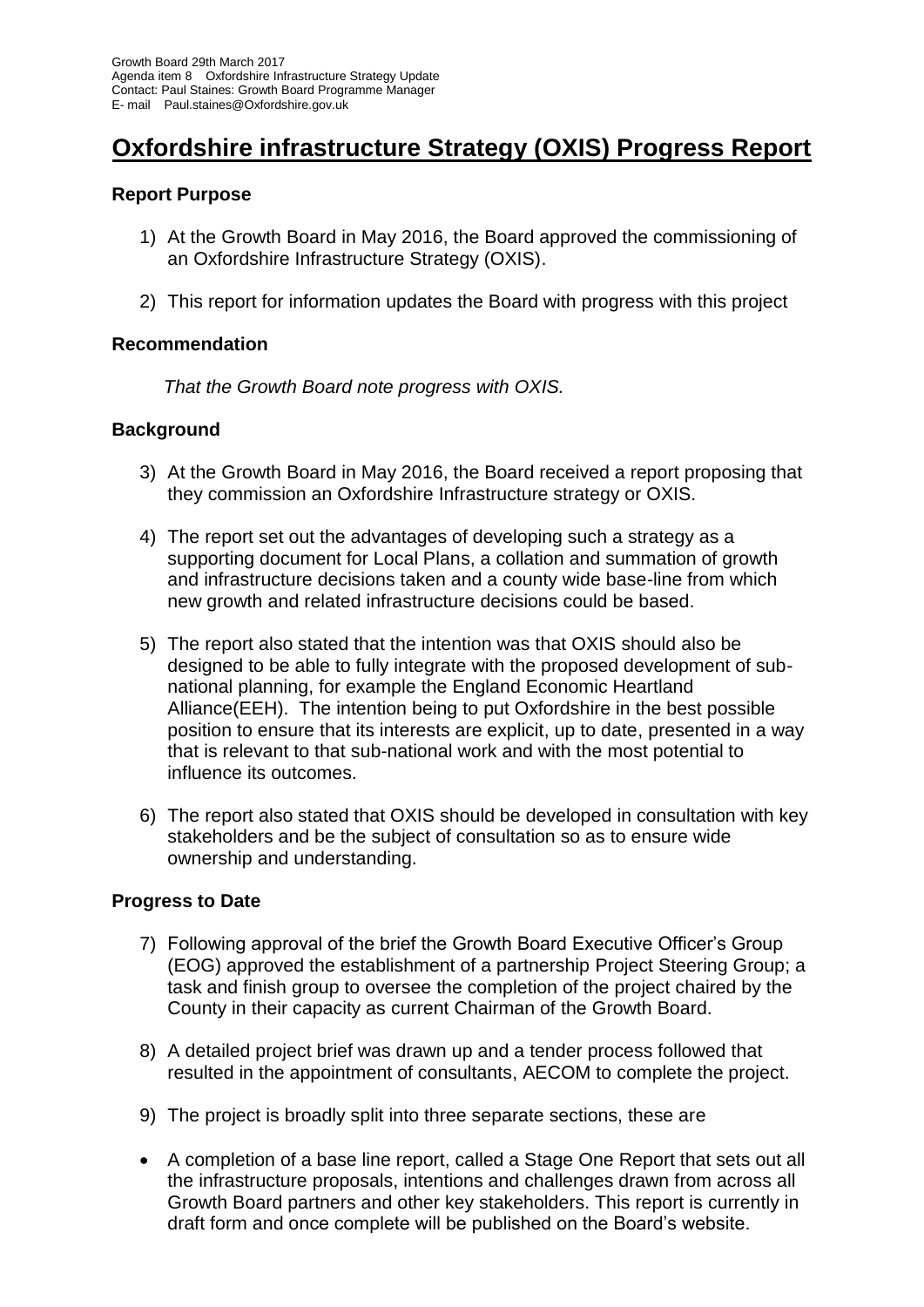Growth Board 29th March 2017
Agenda item 8 Oxfordshire Infrastructure Strategy Update
Contact: Paul Staines: Growth Board Programme Manager
E- mail Paul.staines@Oxfordshire.gov.uk

# Oxfordshire infrastructure Strategy (OXIS) Progress Report

## Report Purpose

1) At the Growth Board in May 2016, the Board approved the commissioning of an Oxfordshire Infrastructure Strategy (OXIS).

2) This report for information updates the Board with progress with this project

## Recommendation

*That the Growth Board note progress with OXIS.*

## Background

3) At the Growth Board in May 2016, the Board received a report proposing that they commission an Oxfordshire Infrastructure strategy or OXIS.

4) The report set out the advantages of developing such a strategy as a supporting document for Local Plans, a collation and summation of growth and infrastructure decisions taken and a county wide base-line from which new growth and related infrastructure decisions could be based.

5) The report also stated that the intention was that OXIS should also be designed to be able to fully integrate with the proposed development of sub-national planning, for example the England Economic Heartland Alliance(EEH). The intention being to put Oxfordshire in the best possible position to ensure that its interests are explicit, up to date, presented in a way that is relevant to that sub-national work and with the most potential to influence its outcomes.

6) The report also stated that OXIS should be developed in consultation with key stakeholders and be the subject of consultation so as to ensure wide ownership and understanding.

## Progress to Date

7) Following approval of the brief the Growth Board Executive Officer's Group (EOG) approved the establishment of a partnership Project Steering Group; a task and finish group to oversee the completion of the project chaired by the County in their capacity as current Chairman of the Growth Board.

8) A detailed project brief was drawn up and a tender process followed that resulted in the appointment of consultants, AECOM to complete the project.

9) The project is broadly split into three separate sections, these are

- A completion of a base line report, called a Stage One Report that sets out all the infrastructure proposals, intentions and challenges drawn from across all Growth Board partners and other key stakeholders. This report is currently in draft form and once complete will be published on the Board's website.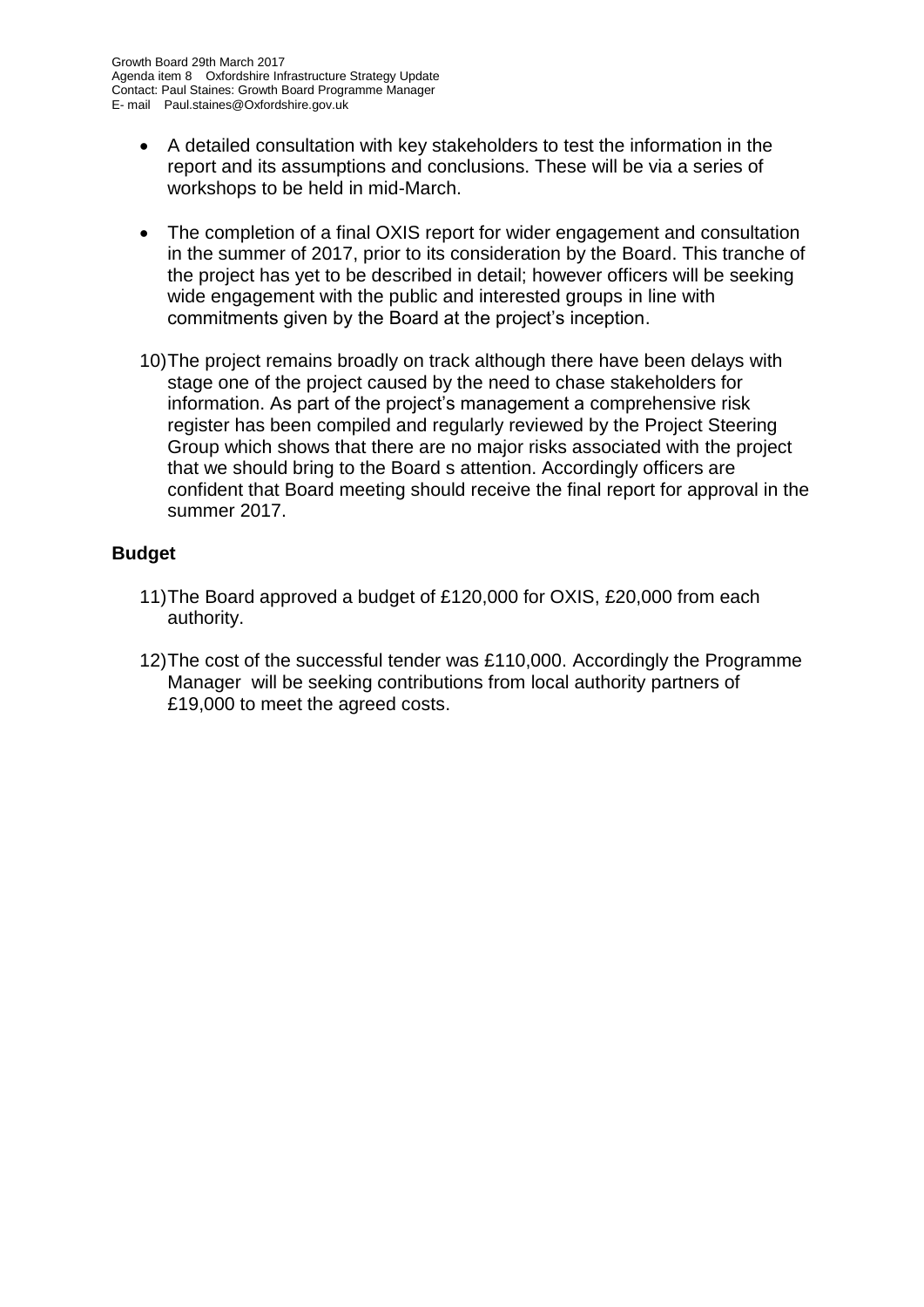- A detailed consultation with key stakeholders to test the information in the report and its assumptions and conclusions. These will be via a series of workshops to be held in mid-March.

- The completion of a final OXIS report for wider engagement and consultation in the summer of 2017, prior to its consideration by the Board. This tranche of the project has yet to be described in detail; however officers will be seeking wide engagement with the public and interested groups in line with commitments given by the Board at the project's inception.

10) The project remains broadly on track although there have been delays with stage one of the project caused by the need to chase stakeholders for information. As part of the project's management a comprehensive risk register has been compiled and regularly reviewed by the Project Steering Group which shows that there are no major risks associated with the project that we should bring to the Board s attention. Accordingly officers are confident that Board meeting should receive the final report for approval in the summer 2017.

## Budget

11) The Board approved a budget of £120,000 for OXIS, £20,000 from each authority.

12) The cost of the successful tender was £110,000. Accordingly the Programme Manager will be seeking contributions from local authority partners of £19,000 to meet the agreed costs.